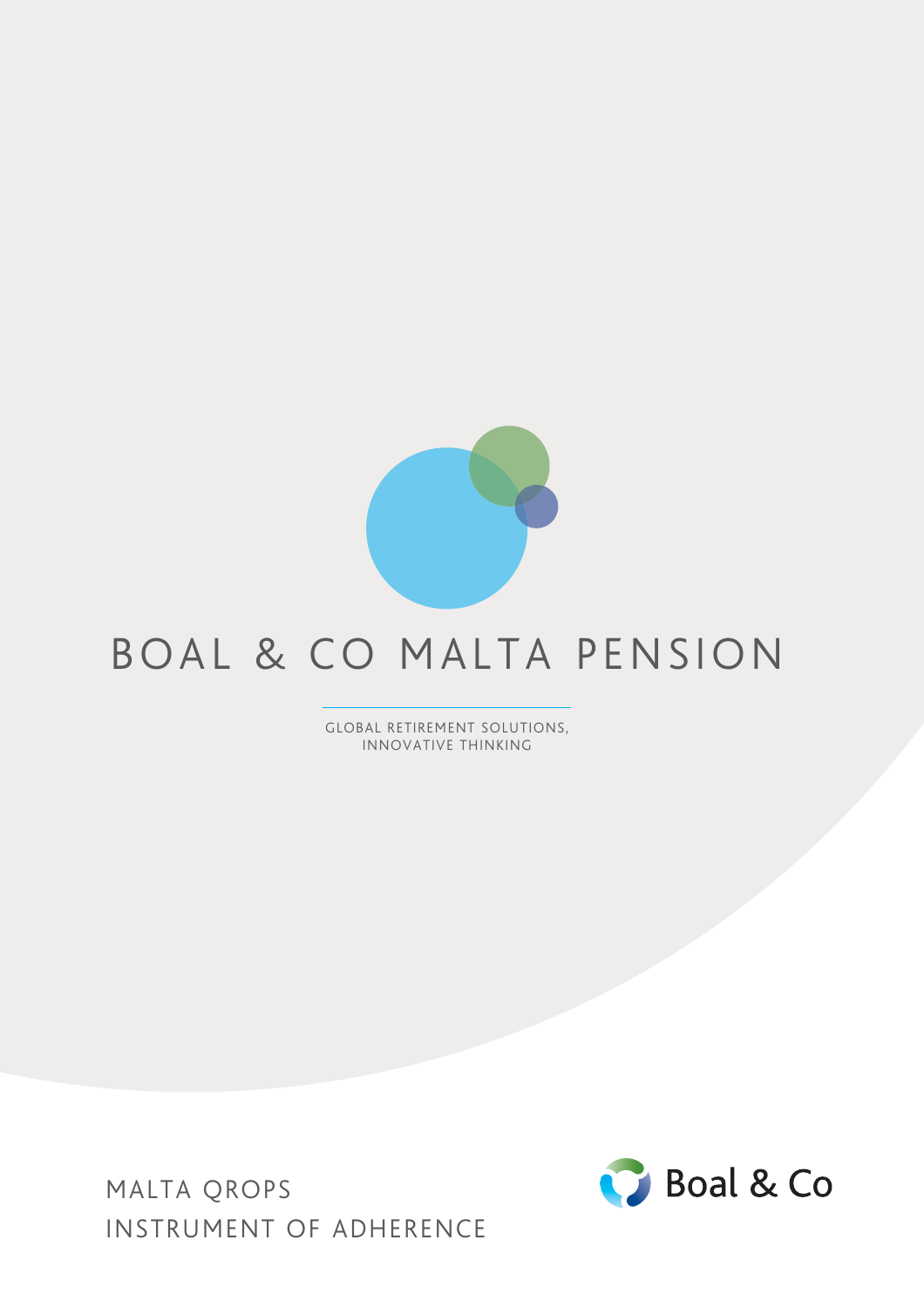# BOAL & CO MALTA PENSION

GLOBAL RETIREMENT SOLUTIONS,
INNOVATIVE THINKING

MALTA QROPS
INSTRUMENT OF ADHERENCE

Boal & Co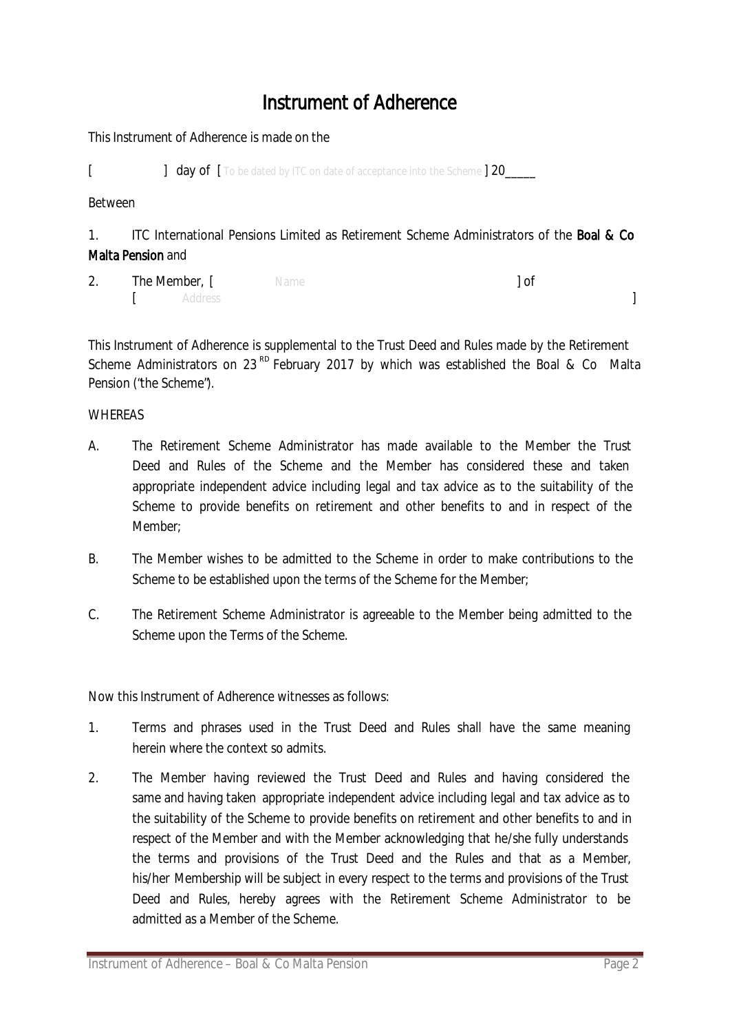# Instrument of Adherence

This Instrument of Adherence is made on the

[ ] day of [ To be dated by ITC on date of acceptance into the Scheme ] 20_____

Between

1. ITC International Pensions Limited as Retirement Scheme Administrators of the **Boal & Co Malta Pension** and

2. The Member, [ Name ] of
[ Address ]

This Instrument of Adherence is supplemental to the Trust Deed and Rules made by the Retirement Scheme Administrators on 23[RD] February 2017 by which was established the Boal & Co Malta Pension ("the Scheme").

WHEREAS

A. The Retirement Scheme Administrator has made available to the Member the Trust Deed and Rules of the Scheme and the Member has considered these and taken appropriate independent advice including legal and tax advice as to the suitability of the Scheme to provide benefits on retirement and other benefits to and in respect of the Member;

B. The Member wishes to be admitted to the Scheme in order to make contributions to the Scheme to be established upon the terms of the Scheme for the Member;

C. The Retirement Scheme Administrator is agreeable to the Member being admitted to the Scheme upon the Terms of the Scheme.

Now this Instrument of Adherence witnesses as follows:

1. Terms and phrases used in the Trust Deed and Rules shall have the same meaning herein where the context so admits.

2. The Member having reviewed the Trust Deed and Rules and having considered the same and having taken appropriate independent advice including legal and tax advice as to the suitability of the Scheme to provide benefits on retirement and other benefits to and in respect of the Member and with the Member acknowledging that he/she fully understands the terms and provisions of the Trust Deed and the Rules and that as a Member, his/her Membership will be subject in every respect to the terms and provisions of the Trust Deed and Rules, hereby agrees with the Retirement Scheme Administrator to be admitted as a Member of the Scheme.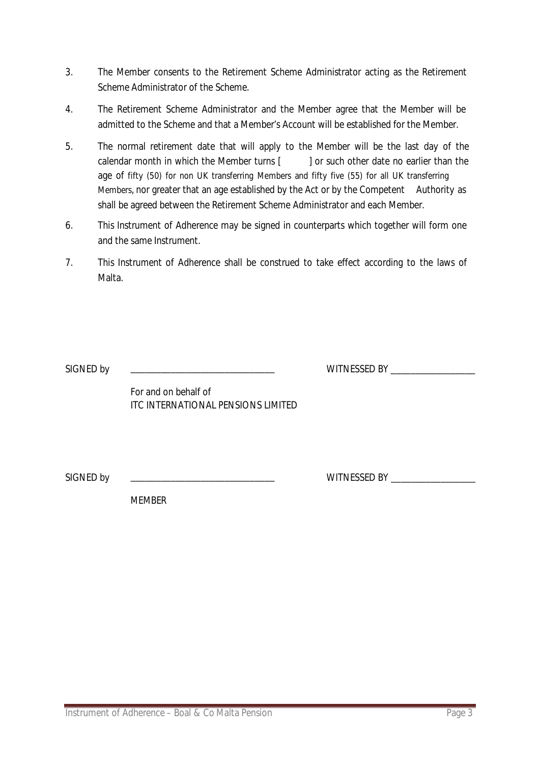3. The Member consents to the Retirement Scheme Administrator acting as the Retirement Scheme Administrator of the Scheme.

4. The Retirement Scheme Administrator and the Member agree that the Member will be admitted to the Scheme and that a Member's Account will be established for the Member.

5. The normal retirement date that will apply to the Member will be the last day of the calendar month in which the Member turns [ ] or such other date no earlier than the age of fifty (50) for non UK transferring Members and fifty five (55) for all UK transferring Members, nor greater that an age established by the Act or by the Competent Authority as shall be agreed between the Retirement Scheme Administrator and each Member.

6. This Instrument of Adherence may be signed in counterparts which together will form one and the same Instrument.

7. This Instrument of Adherence shall be construed to take effect according to the laws of Malta.

SIGNED by \_\_\_\_\_\_\_\_\_\_\_\_\_\_\_\_\_\_\_\_\_\_\_\_\_\_\_\_\_\_\_\_ WITNESSED BY \_\_\_\_\_\_\_\_\_\_\_\_\_\_\_\_\_\_\_

For and on behalf of
ITC INTERNATIONAL PENSIONS LIMITED

SIGNED by \_\_\_\_\_\_\_\_\_\_\_\_\_\_\_\_\_\_\_\_\_\_\_\_\_\_\_\_\_\_\_\_ WITNESSED BY \_\_\_\_\_\_\_\_\_\_\_\_\_\_\_\_\_\_\_

MEMBER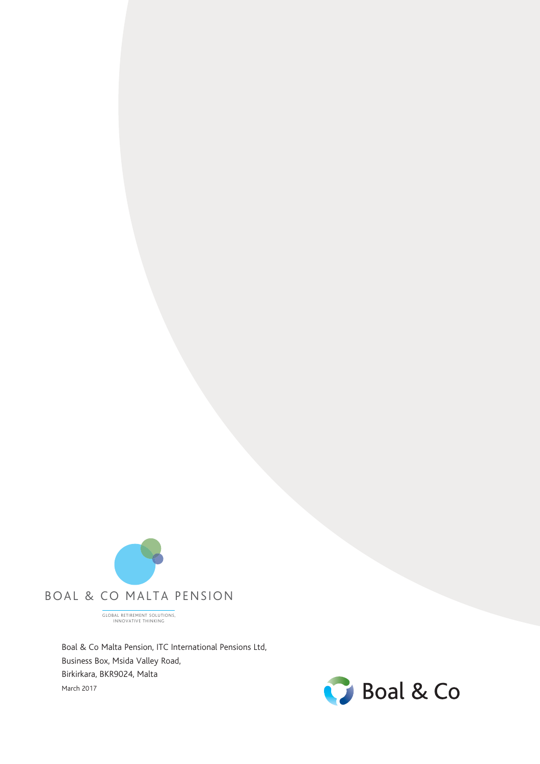BOAL & CO MALTA PENSION

GLOBAL RETIREMENT SOLUTIONS,
INNOVATIVE THINKING

Boal & Co Malta Pension, ITC International Pensions Ltd,
Business Box, Msida Valley Road,
Birkirkara, BKR9024, Malta

March 2017

Boal & Co